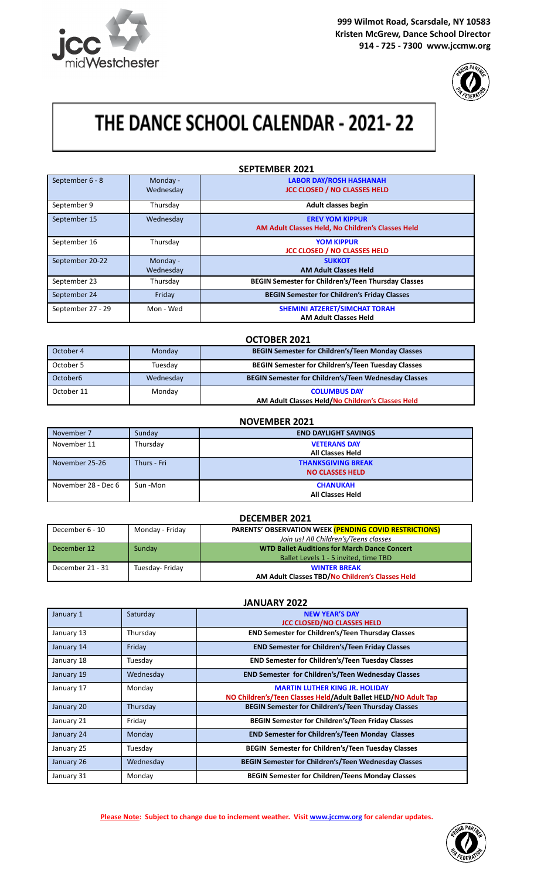jcc midWestchester

**999 Wilmot Road, Scarsdale, NY 10583**
**Kristen McGrew, Dance School Director**
**914 - 725 - 7300 www.jccmw.org**

# THE DANCE SCHOOL CALENDAR - 2021- 22

## SEPTEMBER 2021

| Date | Day | Event |
|---|---|---|
| September 6 - 8 | Monday - Wednesday | **LABOR DAY/ROSH HASHANAH**<br>**JCC CLOSED / NO CLASSES HELD** |
| September 9 | Thursday | **Adult classes begin** |
| September 15 | Wednesday | **EREV YOM KIPPUR**<br>**AM Adult Classes Held, No Children's Classes Held** |
| September 16 | Thursday | **YOM KIPPUR**<br>**JCC CLOSED / NO CLASSES HELD** |
| September 20-22 | Monday - Wednesday | **SUKKOT**<br>**AM Adult Classes Held** |
| September 23 | Thursday | **BEGIN Semester for Children's/Teen Thursday Classes** |
| September 24 | Friday | **BEGIN Semester for Children's Friday Classes** |
| September 27 - 29 | Mon - Wed | **SHEMINI ATZERET/SIMCHAT TORAH**<br>**AM Adult Classes Held** |

## OCTOBER 2021

| Date | Day | Event |
|---|---|---|
| October 4 | Monday | **BEGIN Semester for Children's/Teen Monday Classes** |
| October 5 | Tuesday | **BEGIN Semester for Children's/Teen Tuesday Classes** |
| October6 | Wednesday | **BEGIN Semester for Children's/Teen Wednesday Classes** |
| October 11 | Monday | **COLUMBUS DAY**<br>**AM Adult Classes Held/No Children's Classes Held** |

## NOVEMBER 2021

| Date | Day | Event |
|---|---|---|
| November 7 | Sunday | **END DAYLIGHT SAVINGS** |
| November 11 | Thursday | **VETERANS DAY**<br>**All Classes Held** |
| November 25-26 | Thurs - Fri | **THANKSGIVING BREAK**<br>**NO CLASSES HELD** |
| November 28 - Dec 6 | Sun -Mon | **CHANUKAH**<br>**All Classes Held** |

## DECEMBER 2021

| Date | Day | Event |
|---|---|---|
| December 6 - 10 | Monday - Friday | **PARENTS' OBSERVATION WEEK (PENDING COVID RESTRICTIONS)**<br>*Join us! All Children's/Teens classes* |
| December 12 | Sunday | **WTD Ballet Auditions for March Dance Concert**<br>Ballet Levels 1 - 5 invited, time TBD |
| December 21 - 31 | Tuesday- Friday | **WINTER BREAK**<br>**AM Adult Classes TBD/No Children's Classes Held** |

## JANUARY 2022

| Date | Day | Event |
|---|---|---|
| January 1 | Saturday | **NEW YEAR'S DAY**<br>**JCC CLOSED/NO CLASSES HELD** |
| January 13 | Thursday | **END Semester for Children's/Teen Thursday Classes** |
| January 14 | Friday | **END Semester for Children's/Teen Friday Classes** |
| January 18 | Tuesday | **END Semester for Children's/Teen Tuesday Classes** |
| January 19 | Wednesday | **END Semester for Children's/Teen Wednesday Classes** |
| January 17 | Monday | **MARTIN LUTHER KING JR. HOLIDAY**<br>**NO Children's/Teen Classes Held/Adult Ballet HELD/NO Adult Tap** |
| January 20 | Thursday | **BEGIN Semester for Children's/Teen Thursday Classes** |
| January 21 | Friday | **BEGIN Semester for Children's/Teen Friday Classes** |
| January 24 | Monday | **END Semester for Children's/Teen Monday Classes** |
| January 25 | Tuesday | **BEGIN Semester for Children's/Teen Tuesday Classes** |
| January 26 | Wednesday | **BEGIN Semester for Children's/Teen Wednesday Classes** |
| January 31 | Monday | **BEGIN Semester for Children/Teens Monday Classes** |

**Please Note: Subject to change due to inclement weather. Visit www.jccmw.org for calendar updates.**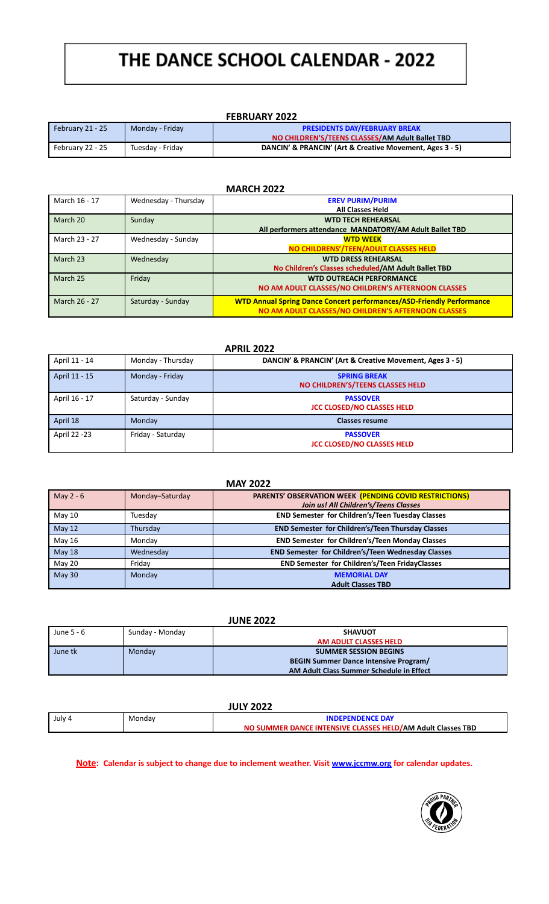# THE DANCE SCHOOL CALENDAR - 2022

## FEBRUARY 2022

| | | |
|---|---|---|
| February 21 - 25 | Monday - Friday | **PRESIDENTS DAY/FEBRUARY BREAK**<br>**NO CHILDREN'S/TEENS CLASSES/AM Adult Ballet TBD** |
| February 22 - 25 | Tuesday - Friday | **DANCIN' & PRANCIN' (Art & Creative Movement, Ages 3 - 5)** |

## MARCH 2022

| | | |
|---|---|---|
| March 16 - 17 | Wednesday - Thursday | **EREV PURIM/PURIM**<br>**All Classes Held** |
| March 20 | Sunday | **WTD TECH REHEARSAL**<br>**All performers attendance MANDATORY/AM Adult Ballet TBD** |
| March 23 - 27 | Wednesday - Sunday | **WTD WEEK**<br>**NO CHILDRENS'/TEEN/ADULT CLASSES HELD** |
| March 23 | Wednesday | **WTD DRESS REHEARSAL**<br>**No Children's Classes scheduled/AM Adult Ballet TBD** |
| March 25 | Friday | **WTD OUTREACH PERFORMANCE**<br>**NO AM ADULT CLASSES/NO CHILDREN'S AFTERNOON CLASSES** |
| March 26 - 27 | Saturday - Sunday | **WTD Annual Spring Dance Concert performances/ASD-Friendly Performance**<br>**NO AM ADULT CLASSES/NO CHILDREN'S AFTERNOON CLASSES** |

## APRIL 2022

| | | |
|---|---|---|
| April 11 - 14 | Monday - Thursday | **DANCIN' & PRANCIN' (Art & Creative Movement, Ages 3 - 5)** |
| April 11 - 15 | Monday - Friday | **SPRING BREAK**<br>**NO CHILDREN'S/TEENS CLASSES HELD** |
| April 16 - 17 | Saturday - Sunday | **PASSOVER**<br>**JCC CLOSED/NO CLASSES HELD** |
| April 18 | Monday | **Classes resume** |
| April 22 -23 | Friday - Saturday | **PASSOVER**<br>**JCC CLOSED/NO CLASSES HELD** |

## MAY 2022

| | | |
|---|---|---|
| May 2 - 6 | Monday–Saturday | **PARENTS' OBSERVATION WEEK (PENDING COVID RESTRICTIONS)**<br>***Join us! All Children's/Teens Classes*** |
| May 10 | Tuesday | **END Semester for Children's/Teen Tuesday Classes** |
| May 12 | Thursday | **END Semester for Children's/Teen Thursday Classes** |
| May 16 | Monday | **END Semester for Children's/Teen Monday Classes** |
| May 18 | Wednesday | **END Semester for Children's/Teen Wednesday Classes** |
| May 20 | Friday | **END Semester for Children's/Teen FridayClasses** |
| May 30 | Monday | **MEMORIAL DAY**<br>**Adult Classes TBD** |

## JUNE 2022

| | | |
|---|---|---|
| June 5 - 6 | Sunday - Monday | **SHAVUOT**<br>**AM ADULT CLASSES HELD** |
| June tk | Monday | **SUMMER SESSION BEGINS**<br>**BEGIN Summer Dance Intensive Program/**<br>**AM Adult Class Summer Schedule in Effect** |

## JULY 2022

| | | |
|---|---|---|
| July 4 | Monday | **INDEPENDENCE DAY**<br>**NO SUMMER DANCE INTENSIVE CLASSES HELD/AM Adult Classes TBD** |

**Note: Calendar is subject to change due to inclement weather. Visit www.jccmw.org for calendar updates.**